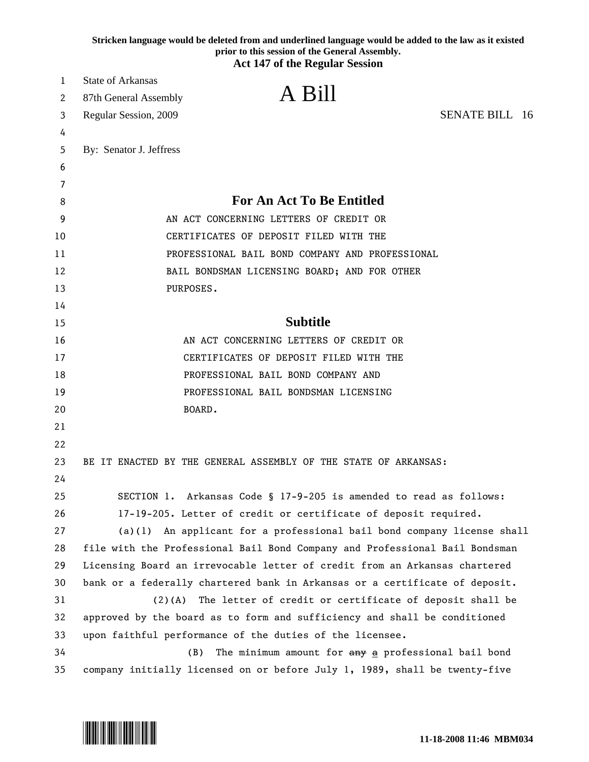Stricken language would be deleted from and underlined language would be added to the law as it existed prior to this session of the General Assembly.

**Act 147 of the Regular Session**

State of Arkansas
87th General Assembly
Regular Session, 2009

# A Bill

SENATE BILL 16

By: Senator J. Jeffress

## For An Act To Be Entitled

AN ACT CONCERNING LETTERS OF CREDIT OR CERTIFICATES OF DEPOSIT FILED WITH THE PROFESSIONAL BAIL BOND COMPANY AND PROFESSIONAL BAIL BONDSMAN LICENSING BOARD; AND FOR OTHER PURPOSES.

## Subtitle

AN ACT CONCERNING LETTERS OF CREDIT OR CERTIFICATES OF DEPOSIT FILED WITH THE PROFESSIONAL BAIL BOND COMPANY AND PROFESSIONAL BAIL BONDSMAN LICENSING BOARD.

BE IT ENACTED BY THE GENERAL ASSEMBLY OF THE STATE OF ARKANSAS:

SECTION 1. Arkansas Code § 17-9-205 is amended to read as follows:

17-19-205. Letter of credit or certificate of deposit required.

(a)(1) An applicant for a professional bail bond company license shall file with the Professional Bail Bond Company and Professional Bail Bondsman Licensing Board an irrevocable letter of credit from an Arkansas chartered bank or a federally chartered bank in Arkansas or a certificate of deposit.

(2)(A) The letter of credit or certificate of deposit shall be approved by the board as to form and sufficiency and shall be conditioned upon faithful performance of the duties of the licensee.

(B) The minimum amount for ~~any~~ <u>a</u> professional bail bond company initially licensed on or before July 1, 1989, shall be twenty-five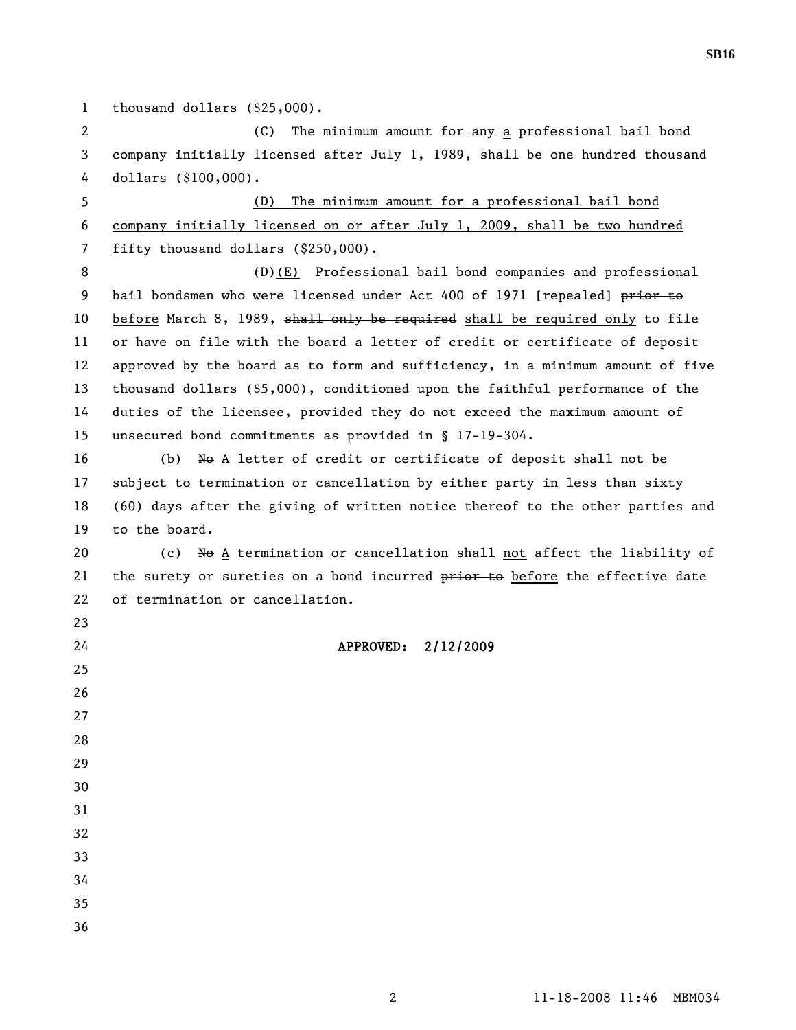thousand dollars ($25,000).

(C) The minimum amount for ~~any~~ a professional bail bond company initially licensed after July 1, 1989, shall be one hundred thousand dollars ($100,000).

(D) The minimum amount for a professional bail bond company initially licensed on or after July 1, 2009, shall be two hundred fifty thousand dollars ($250,000).

~~(D)~~(E) Professional bail bond companies and professional bail bondsmen who were licensed under Act 400 of 1971 [repealed] ~~prior to~~ before March 8, 1989, ~~shall only be required~~ shall be required only to file or have on file with the board a letter of credit or certificate of deposit approved by the board as to form and sufficiency, in a minimum amount of five thousand dollars ($5,000), conditioned upon the faithful performance of the duties of the licensee, provided they do not exceed the maximum amount of unsecured bond commitments as provided in § 17-19-304.

(b) ~~No~~ A letter of credit or certificate of deposit shall not be subject to termination or cancellation by either party in less than sixty (60) days after the giving of written notice thereof to the other parties and to the board.

(c) ~~No~~ A termination or cancellation shall not affect the liability of the surety or sureties on a bond incurred ~~prior to~~ before the effective date of termination or cancellation.

**APPROVED: 2/12/2009**